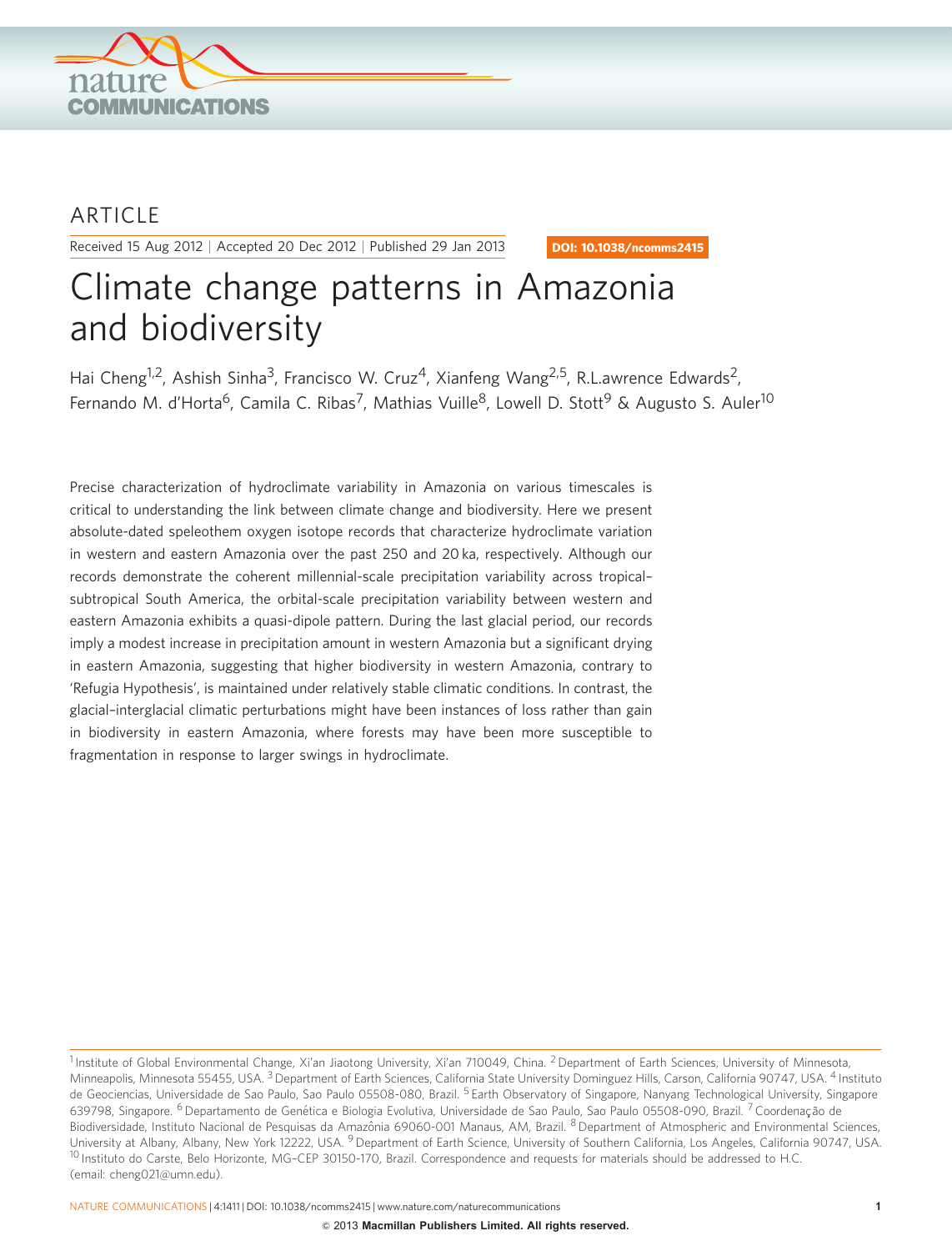ARTICLE

Received 15 Aug 2012 | Accepted 20 Dec 2012 | Published 29 Jan 2013

DOI: 10.1038/ncomms2415

# Climate change patterns in Amazonia and biodiversity

Hai Cheng[1,2], Ashish Sinha[3], Francisco W. Cruz[4], Xianfeng Wang[2,5], R.Lawrence Edwards[2], Fernando M. d'Horta[6], Camila C. Ribas[7], Mathias Vuille[8], Lowell D. Stott[9] & Augusto S. Auler[10]

Precise characterization of hydroclimate variability in Amazonia on various timescales is critical to understanding the link between climate change and biodiversity. Here we present absolute-dated speleothem oxygen isotope records that characterize hydroclimate variation in western and eastern Amazonia over the past 250 and 20 ka, respectively. Although our records demonstrate the coherent millennial-scale precipitation variability across tropical–subtropical South America, the orbital-scale precipitation variability between western and eastern Amazonia exhibits a quasi-dipole pattern. During the last glacial period, our records imply a modest increase in precipitation amount in western Amazonia but a significant drying in eastern Amazonia, suggesting that higher biodiversity in western Amazonia, contrary to 'Refugia Hypothesis', is maintained under relatively stable climatic conditions. In contrast, the glacial–interglacial climatic perturbations might have been instances of loss rather than gain in biodiversity in eastern Amazonia, where forests may have been more susceptible to fragmentation in response to larger swings in hydroclimate.

[1] Institute of Global Environmental Change, Xi'an Jiaotong University, Xi'an 710049, China. [2] Department of Earth Sciences, University of Minnesota, Minneapolis, Minnesota 55455, USA. [3] Department of Earth Sciences, California State University Dominguez Hills, Carson, California 90747, USA. [4] Instituto de Geociencias, Universidade de Sao Paulo, Sao Paulo 05508-080, Brazil. [5] Earth Observatory of Singapore, Nanyang Technological University, Singapore 639798, Singapore. [6] Departamento de Genética e Biologia Evolutiva, Universidade de Sao Paulo, Sao Paulo 05508-090, Brazil. [7] Coordenação de Biodiversidade, Instituto Nacional de Pesquisas da Amazônia 69060-001 Manaus, AM, Brazil. [8] Department of Atmospheric and Environmental Sciences, University at Albany, Albany, New York 12222, USA. [9] Department of Earth Science, University of Southern California, Los Angeles, California 90747, USA. [10] Instituto do Carste, Belo Horizonte, MG-CEP 30150-170, Brazil. Correspondence and requests for materials should be addressed to H.C. (email: cheng021@umn.edu).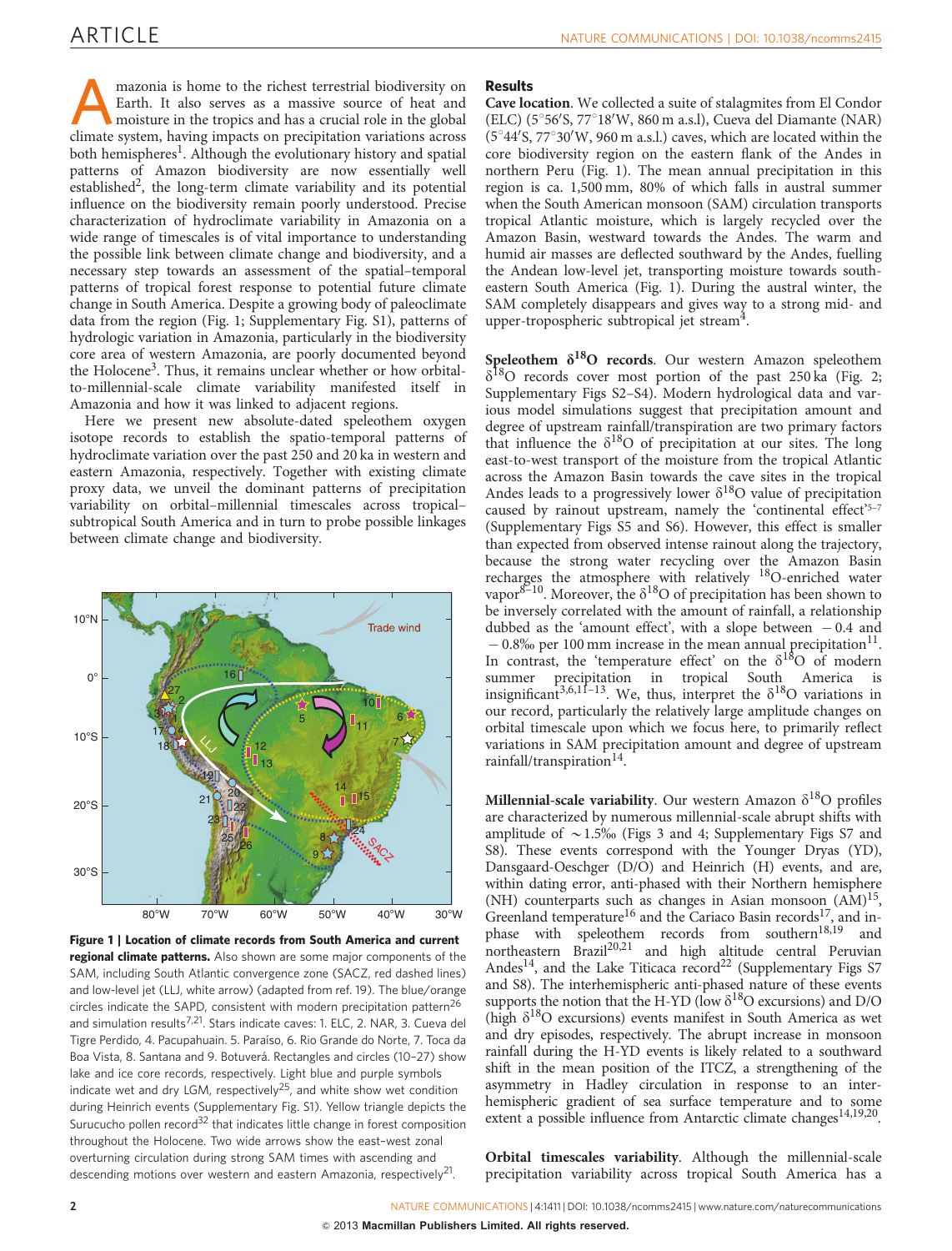Amazonia is home to the richest terrestrial biodiversity on Earth. It also serves as a massive source of heat and moisture in the tropics and has a crucial role in the global climate system, having impacts on precipitation variations across both hemispheres[1]. Although the evolutionary history and spatial patterns of Amazon biodiversity are now essentially well established[2], the long-term climate variability and its potential influence on the biodiversity remain poorly understood. Precise characterization of hydroclimate variability in Amazonia on a wide range of timescales is of vital importance to understanding the possible link between climate change and biodiversity, and a necessary step towards an assessment of the spatial–temporal patterns of tropical forest response to potential future climate change in South America. Despite a growing body of paleoclimate data from the region (Fig. 1; Supplementary Fig. S1), patterns of hydrologic variation in Amazonia, particularly in the biodiversity core area of western Amazonia, are poorly documented beyond the Holocene[3]. Thus, it remains unclear whether or how orbital-to-millennial-scale climate variability manifested itself in Amazonia and how it was linked to adjacent regions.

Here we present new absolute-dated speleothem oxygen isotope records to establish the spatio-temporal patterns of hydroclimate variation over the past 250 and 20 ka in western and eastern Amazonia, respectively. Together with existing climate proxy data, we unveil the dominant patterns of precipitation variability on orbital–millennial timescales across tropical–subtropical South America and in turn to probe possible linkages between climate change and biodiversity.

**Figure 1 | Location of climate records from South America and current regional climate patterns.** Also shown are some major components of the SAM, including South Atlantic convergence zone (SACZ, red dashed lines) and low-level jet (LLJ, white arrow) (adapted from ref. 19). The blue/orange circles indicate the SAPD, consistent with modern precipitation pattern[26] and simulation results[7,21]. Stars indicate caves: 1. ELC, 2. NAR, 3. Cueva del Tigre Perdido, 4. Pacupahuain. 5. Paraíso, 6. Rio Grande do Norte, 7. Toca da Boa Vista, 8. Santana and 9. Botuverá. Rectangles and circles (10–27) show lake and ice core records, respectively. Light blue and purple symbols indicate wet and dry LGM, respectively[25], and white show wet condition during Heinrich events (Supplementary Fig. S1). Yellow triangle depicts the Surucucho pollen record[32] that indicates little change in forest composition throughout the Holocene. Two wide arrows show the east–west zonal overturning circulation during strong SAM times with ascending and descending motions over western and eastern Amazonia, respectively[21].

## Results

**Cave location.** We collected a suite of stalagmites from El Condor (ELC) (5°56′S, 77°18′W, 860 m a.s.l), Cueva del Diamante (NAR) (5°44′S, 77°30′W, 960 m a.s.l.) caves, which are located within the core biodiversity region on the eastern flank of the Andes in northern Peru (Fig. 1). The mean annual precipitation in this region is ca. 1,500 mm, 80% of which falls in austral summer when the South American monsoon (SAM) circulation transports tropical Atlantic moisture, which is largely recycled over the Amazon Basin, westward towards the Andes. The warm and humid air masses are deflected southward by the Andes, fuelling the Andean low-level jet, transporting moisture towards south-eastern South America (Fig. 1). During the austral winter, the SAM completely disappears and gives way to a strong mid- and upper-tropospheric subtropical jet stream[4].

**Speleothem $\delta^{18}O$ records.** Our western Amazon speleothem $\delta^{18}O$ records cover most portion of the past 250 ka (Fig. 2; Supplementary Figs S2–S4). Modern hydrological data and various model simulations suggest that precipitation amount and degree of upstream rainfall/transpiration are two primary factors that influence the $\delta^{18}O$ of precipitation at our sites. The long east-to-west transport of the moisture from the tropical Atlantic across the Amazon Basin towards the cave sites in the tropical Andes leads to a progressively lower $\delta^{18}O$ value of precipitation caused by rainout upstream, namely the 'continental effect'[5–7] (Supplementary Figs S5 and S6). However, this effect is smaller than expected from observed intense rainout along the trajectory, because the strong water recycling over the Amazon Basin recharges the atmosphere with relatively $^{18}O$-enriched water vapor[8–10]. Moreover, the $\delta^{18}O$ of precipitation has been shown to be inversely correlated with the amount of rainfall, a relationship dubbed as the 'amount effect', with a slope between $-0.4$ and $-0.8$‰ per 100 mm increase in the mean annual precipitation[11]. In contrast, the 'temperature effect' on the $\delta^{18}O$ of modern summer precipitation in tropical South America is insignificant[3,6,11–13]. We, thus, interpret the $\delta^{18}O$ variations in our record, particularly the relatively large amplitude changes on orbital timescale upon which we focus here, to primarily reflect variations in SAM precipitation amount and degree of upstream rainfall/transpiration[14].

**Millennial-scale variability.** Our western Amazon $\delta^{18}O$ profiles are characterized by numerous millennial-scale abrupt shifts with amplitude of ~1.5‰ (Figs 3 and 4; Supplementary Figs S7 and S8). These events correspond with the Younger Dryas (YD), Dansgaard-Oeschger (D/O) and Heinrich (H) events, and are, within dating error, anti-phased with their Northern hemisphere (NH) counterparts such as changes in Asian monsoon (AM)[15], Greenland temperature[16] and the Cariaco Basin records[17], and in-phase with speleothem records from southern[18,19] and northeastern Brazil[20,21] and high altitude central Peruvian Andes[14], and the Lake Titicaca record[22] (Supplementary Figs S7 and S8). The interhemispheric anti-phased nature of these events supports the notion that the H-YD (low $\delta^{18}O$ excursions) and D/O (high $\delta^{18}O$ excursions) events manifest in South America as wet and dry episodes, respectively. The abrupt increase in monsoon rainfall during the H-YD events is likely related to a southward shift in the mean position of the ITCZ, a strengthening of the asymmetry in Hadley circulation in response to an inter-hemispheric gradient of sea surface temperature and to some extent a possible influence from Antarctic climate changes[14,19,20].

**Orbital timescales variability.** Although the millennial-scale precipitation variability across tropical South America has a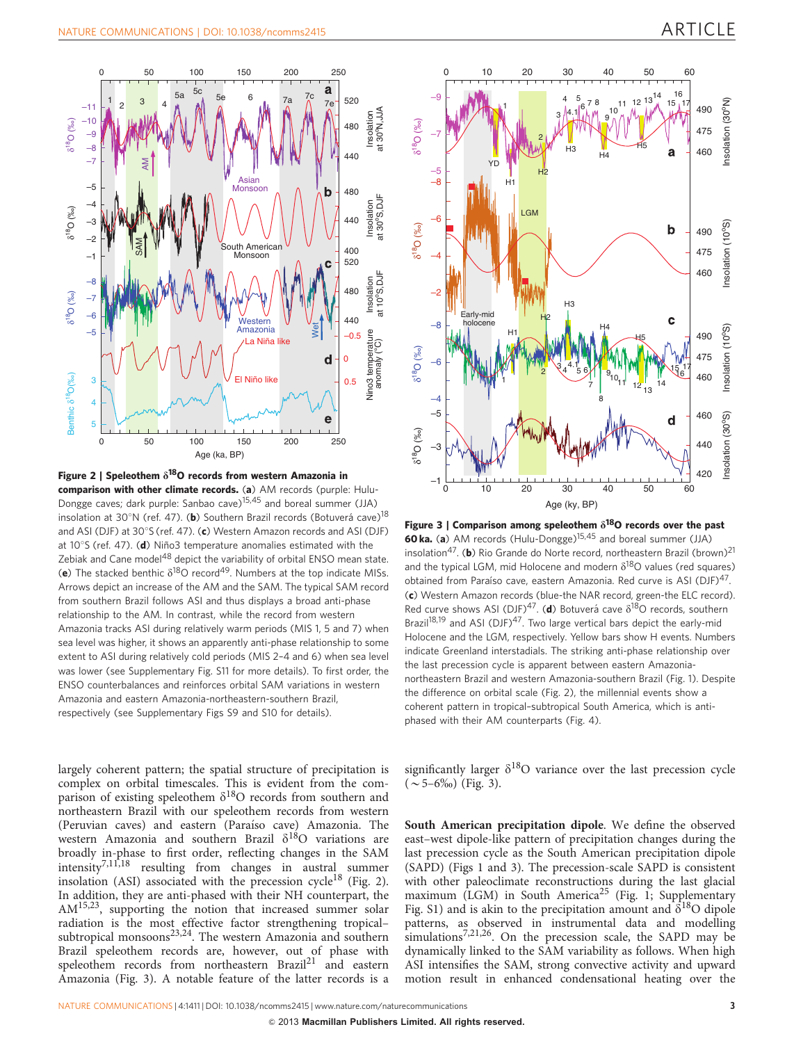**Figure 2 | Speleothem $\delta^{18}O$ records from western Amazonia in comparison with other climate records.** (**a**) AM records (purple: Hulu-Dongge caves; dark purple: Sanbao cave)[15,45] and boreal summer (JJA) insolation at 30°N (ref. 47). (**b**) Southern Brazil records (Botuverá cave)[18] and ASI (DJF) at 30°S (ref. 47). (**c**) Western Amazon records and ASI (DJF) at 10°S (ref. 47). (**d**) Niño3 temperature anomalies estimated with the Zebiak and Cane model[48] depict the variability of orbital ENSO mean state. (**e**) The stacked benthic $\delta^{18}O$ record[49]. Numbers at the top indicate MISs. Arrows depict an increase of the AM and the SAM. The typical SAM record from southern Brazil follows ASI and thus displays a broad anti-phase relationship to the AM. In contrast, while the record from western Amazonia tracks ASI during relatively warm periods (MIS 1, 5 and 7) when sea level was higher, it shows an apparently anti-phase relationship to some extent to ASI during relatively cold periods (MIS 2–4 and 6) when sea level was lower (see Supplementary Fig. S11 for more details). To first order, the ENSO counterbalances and reinforces orbital SAM variations in western Amazonia and eastern Amazonia-northeastern-southern Brazil, respectively (see Supplementary Figs S9 and S10 for details).

**Figure 3 | Comparison among speleothem $\delta^{18}O$ records over the past 60 ka.** (**a**) AM records (Hulu-Dongge)[15,45] and boreal summer (JJA) insolation[47]. (**b**) Rio Grande do Norte record, northeastern Brazil (brown)[21] and the typical LGM, mid Holocene and modern $\delta^{18}O$ values (red squares) obtained from Paraíso cave, eastern Amazonia. Red curve is ASI (DJF)[47]. (**c**) Western Amazon records (blue-the NAR record, green-the ELC record). Red curve shows ASI (DJF)[47]. (**d**) Botuverá cave $\delta^{18}O$ records, southern Brazil[18,19] and ASI (DJF)[47]. Two large vertical bars depict the early-mid Holocene and the LGM, respectively. Yellow bars show H events. Numbers indicate Greenland interstadials. The striking anti-phase relationship over the last precession cycle is apparent between eastern Amazonia-northeastern Brazil and western Amazonia-southern Brazil (Fig. 1). Despite the difference on orbital scale (Fig. 2), the millennial events show a coherent pattern in tropical–subtropical South America, which is anti-phased with their AM counterparts (Fig. 4).

largely coherent pattern; the spatial structure of precipitation is complex on orbital timescales. This is evident from the comparison of existing speleothem $\delta^{18}O$ records from southern and northeastern Brazil with our speleothem records from western (Peruvian caves) and eastern (Paraíso cave) Amazonia. The western Amazonia and southern Brazil $\delta^{18}O$ variations are broadly in-phase to first order, reflecting changes in the SAM intensity[7,11,18] resulting from changes in austral summer insolation (ASI) associated with the precession cycle[18] (Fig. 2). In addition, they are anti-phased with their NH counterpart, the AM[15,23], supporting the notion that increased summer solar radiation is the most effective factor strengthening tropical–subtropical monsoons[23,24]. The western Amazonia and southern Brazil speleothem records are, however, out of phase with speleothem records from northeastern Brazil[21] and eastern Amazonia (Fig. 3). A notable feature of the latter records is a significantly larger $\delta^{18}O$ variance over the last precession cycle (~5–6‰) (Fig. 3).

**South American precipitation dipole**. We define the observed east–west dipole-like pattern of precipitation changes during the last precession cycle as the South American precipitation dipole (SAPD) (Figs 1 and 3). The precession-scale SAPD is consistent with other paleoclimate reconstructions during the last glacial maximum (LGM) in South America[25] (Fig. 1; Supplementary Fig. S1) and is akin to the precipitation amount and $\delta^{18}O$ dipole patterns, as observed in instrumental data and modelling simulations[7,21,26]. On the precession scale, the SAPD may be dynamically linked to the SAM variability as follows. When high ASI intensifies the SAM, strong convective activity and upward motion result in enhanced condensational heating over the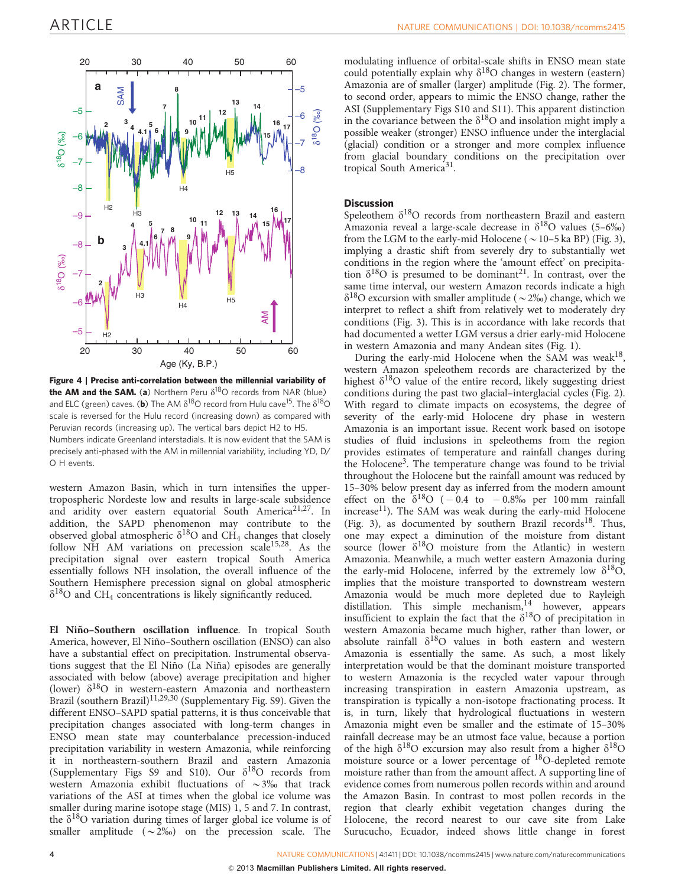**Figure 4 | Precise anti-correlation between the millennial variability of the AM and the SAM.** (**a**) Northern Peru $\delta^{18}O$ records from NAR (blue) and ELC (green) caves. (**b**) The AM $\delta^{18}O$ record from Hulu cave[15]. The $\delta^{18}O$ scale is reversed for the Hulu record (increasing down) as compared with Peruvian records (increasing up). The vertical bars depict H2 to H5. Numbers indicate Greenland interstadials. It is now evident that the SAM is precisely anti-phased with the AM in millennial variability, including YD, D/O H events.

western Amazon Basin, which in turn intensifies the upper-tropospheric Nordeste low and results in large-scale subsidence and aridity over eastern equatorial South America[21,27]. In addition, the SAPD phenomenon may contribute to the observed global atmospheric $\delta^{18}O$ and $CH_4$ changes that closely follow NH AM variations on precession scale[15,28]. As the precipitation signal over eastern tropical South America essentially follows NH insolation, the overall influence of the Southern Hemisphere precession signal on global atmospheric $\delta^{18}O$ and $CH_4$ concentrations is likely significantly reduced.

**El Niño–Southern oscillation influence**. In tropical South America, however, El Niño–Southern oscillation (ENSO) can also have a substantial effect on precipitation. Instrumental observations suggest that the El Niño (La Niña) episodes are generally associated with below (above) average precipitation and higher (lower) $\delta^{18}O$ in western-eastern Amazonia and northeastern Brazil (southern Brazil)[11,29,30] (Supplementary Fig. S9). Given the different ENSO–SAPD spatial patterns, it is thus conceivable that precipitation changes associated with long-term changes in ENSO mean state may counterbalance precession-induced precipitation variability in western Amazonia, while reinforcing it in northeastern-southern Brazil and eastern Amazonia (Supplementary Figs S9 and S10). Our $\delta^{18}O$ records from western Amazonia exhibit fluctuations of ~3‰ that track variations of the ASI at times when the global ice volume was smaller during marine isotope stage (MIS) 1, 5 and 7. In contrast, the $\delta^{18}O$ variation during times of larger global ice volume is of smaller amplitude (~2‰) on the precession scale. The modulating influence of orbital-scale shifts in ENSO mean state could potentially explain why $\delta^{18}O$ changes in western (eastern) Amazonia are of smaller (larger) amplitude (Fig. 2). The former, to second order, appears to mimic the ENSO change, rather the ASI (Supplementary Figs S10 and S11). This apparent distinction in the covariance between the $\delta^{18}O$ and insolation might imply a possible weaker (stronger) ENSO influence under the interglacial (glacial) condition or a stronger and more complex influence from glacial boundary conditions on the precipitation over tropical South America[31].

## Discussion

Speleothem $\delta^{18}O$ records from northeastern Brazil and eastern Amazonia reveal a large-scale decrease in $\delta^{18}O$ values (5–6‰) from the LGM to the early-mid Holocene (~10–5 ka BP) (Fig. 3), implying a drastic shift from severely dry to substantially wet conditions in the region where the 'amount effect' on precipitation $\delta^{18}O$ is presumed to be dominant[21]. In contrast, over the same time interval, our western Amazon records indicate a high $\delta^{18}O$ excursion with smaller amplitude (~2‰) change, which we interpret to reflect a shift from relatively wet to moderately dry conditions (Fig. 3). This is in accordance with lake records that had documented a wetter LGM versus a drier early-mid Holocene in western Amazonia and many Andean sites (Fig. 1).

During the early-mid Holocene when the SAM was weak[18], western Amazon speleothem records are characterized by the highest $\delta^{18}O$ value of the entire record, likely suggesting driest conditions during the past two glacial–interglacial cycles (Fig. 2). With regard to climate impacts on ecosystems, the degree of severity of the early-mid Holocene dry phase in western Amazonia is an important issue. Recent work based on isotope studies of fluid inclusions in speleothems from the region provides estimates of temperature and rainfall changes during the Holocene[3]. The temperature change was found to be trivial throughout the Holocene but the rainfall amount was reduced by 15–30% below present day as inferred from the modern amount effect on the $\delta^{18}O$ (−0.4 to −0.8‰ per 100 mm rainfall increase[11]). The SAM was weak during the early-mid Holocene (Fig. 3), as documented by southern Brazil records[18]. Thus, one may expect a diminution of the moisture from distant source (lower $\delta^{18}O$ moisture from the Atlantic) in western Amazonia. Meanwhile, a much wetter eastern Amazonia during the early-mid Holocene, inferred by the extremely low $\delta^{18}O$, implies that the moisture transported to downstream western Amazonia would be much more depleted due to Rayleigh distillation. This simple mechanism,[14] however, appears insufficient to explain the fact that the $\delta^{18}O$ of precipitation in western Amazonia became much higher, rather than lower, or absolute rainfall $\delta^{18}O$ values in both eastern and western Amazonia is essentially the same. As such, a most likely interpretation would be that the dominant moisture transported to western Amazonia is the recycled water vapour through increasing transpiration in eastern Amazonia upstream, as transpiration is typically a non-isotope fractionating process. It is, in turn, likely that hydrological fluctuations in western Amazonia might even be smaller and the estimate of 15–30% rainfall decrease may be an utmost face value, because a portion of the high $\delta^{18}O$ excursion may also result from a higher $\delta^{18}O$ moisture source or a lower percentage of $^{18}O$-depleted remote moisture rather than from the amount affect. A supporting line of evidence comes from numerous pollen records within and around the Amazon Basin. In contrast to most pollen records in the region that clearly exhibit vegetation changes during the Holocene, the record nearest to our cave site from Lake Surucucho, Ecuador, indeed shows little change in forest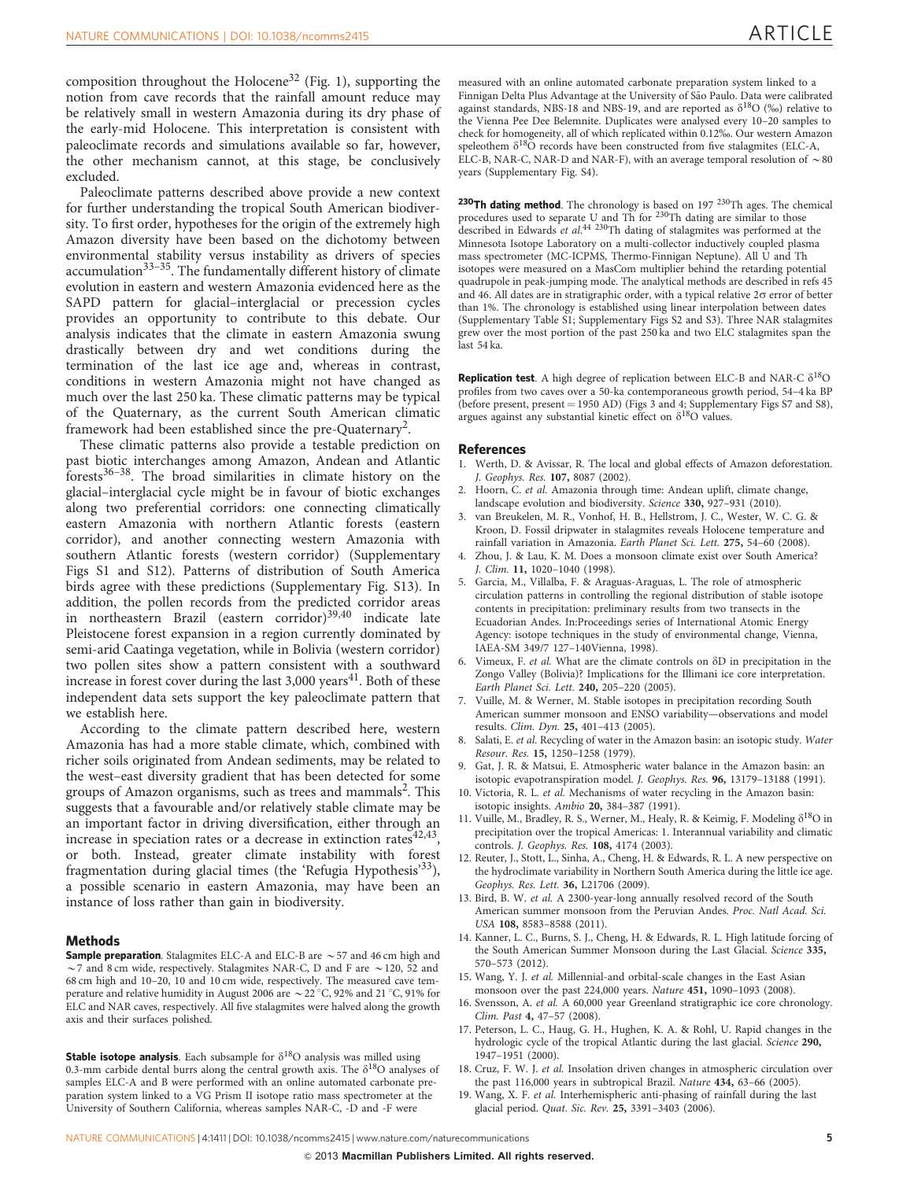composition throughout the Holocene[32] (Fig. 1), supporting the notion from cave records that the rainfall amount reduce may be relatively small in western Amazonia during its dry phase of the early-mid Holocene. This interpretation is consistent with paleoclimate records and simulations available so far, however, the other mechanism cannot, at this stage, be conclusively excluded.

Paleoclimate patterns described above provide a new context for further understanding the tropical South American biodiversity. To first order, hypotheses for the origin of the extremely high Amazon diversity have been based on the dichotomy between environmental stability versus instability as drivers of species accumulation[33–35]. The fundamentally different history of climate evolution in eastern and western Amazonia evidenced here as the SAPD pattern for glacial–interglacial or precession cycles provides an opportunity to contribute to this debate. Our analysis indicates that the climate in eastern Amazonia swung drastically between dry and wet conditions during the termination of the last ice age and, whereas in contrast, conditions in western Amazonia might not have changed as much over the last 250 ka. These climatic patterns may be typical of the Quaternary, as the current South American climatic framework had been established since the pre-Quaternary[2].

These climatic patterns also provide a testable prediction on past biotic interchanges among Amazon, Andean and Atlantic forests[36–38]. The broad similarities in climate history on the glacial–interglacial cycle might be in favour of biotic exchanges along two preferential corridors: one connecting climatically eastern Amazonia with northern Atlantic forests (eastern corridor), and another connecting western Amazonia with southern Atlantic forests (western corridor) (Supplementary Figs S1 and S12). Patterns of distribution of South America birds agree with these predictions (Supplementary Fig. S13). In addition, the pollen records from the predicted corridor areas in northeastern Brazil (eastern corridor)[39,40] indicate late Pleistocene forest expansion in a region currently dominated by semi-arid Caatinga vegetation, while in Bolivia (western corridor) two pollen sites show a pattern consistent with a southward increase in forest cover during the last 3,000 years[41]. Both of these independent data sets support the key paleoclimate pattern that we establish here.

According to the climate pattern described here, western Amazonia has had a more stable climate, which, combined with richer soils originated from Andean sediments, may be related to the west–east diversity gradient that has been detected for some groups of Amazon organisms, such as trees and mammals[2]. This suggests that a favourable and/or relatively stable climate may be an important factor in driving diversification, either through an increase in speciation rates or a decrease in extinction rates[42,43], or both. Instead, greater climate instability with forest fragmentation during glacial times (the 'Refugia Hypothesis'[33]), a possible scenario in eastern Amazonia, may have been an instance of loss rather than gain in biodiversity.

## Methods

**Sample preparation**. Stalagmites ELC-A and ELC-B are ~57 and 46 cm high and ~7 and 8 cm wide, respectively. Stalagmites NAR-C, D and F are ~120, 52 and 68 cm high and 10–20, 10 and 10 cm wide, respectively. The measured cave temperature and relative humidity in August 2006 are ~22 °C, 92% and 21 °C, 91% for ELC and NAR caves, respectively. All five stalagmites were halved along the growth axis and their surfaces polished.

**Stable isotope analysis**. Each subsample for $\delta^{18}O$ analysis was milled using 0.3-mm carbide dental burrs along the central growth axis. The $\delta^{18}O$ analyses of samples ELC-A and B were performed with an online automated carbonate preparation system linked to a VG Prism II isotope ratio mass spectrometer at the University of Southern California, whereas samples NAR-C, -D and -F were measured with an online automated carbonate preparation system linked to a Finnigan Delta Plus Advantage at the University of São Paulo. Data were calibrated against standards, NBS-18 and NBS-19, and are reported as $\delta^{18}O$ (‰) relative to the Vienna Pee Dee Belemnite. Duplicates were analysed every 10–20 samples to check for homogeneity, all of which replicated within 0.12‰. Our western Amazon speleothem $\delta^{18}O$ records have been constructed from five stalagmites (ELC-A, ELC-B, NAR-C, NAR-D and NAR-F), with an average temporal resolution of ~80 years (Supplementary Fig. S4).

**$^{230}Th$ dating method**. The chronology is based on 197 $^{230}Th$ ages. The chemical procedures used to separate U and Th for $^{230}Th$ dating are similar to those described in Edwards *et al.*[44] $^{230}Th$ dating of stalagmites was performed at the Minnesota Isotope Laboratory on a multi-collector inductively coupled plasma mass spectrometer (MC-ICPMS, Thermo-Finnigan Neptune). All U and Th isotopes were measured on a MasCom multiplier behind the retarding potential quadrupole in peak-jumping mode. The analytical methods are described in refs 45 and 46. All dates are in stratigraphic order, with a typical relative $2\sigma$ error of better than 1%. The chronology is established using linear interpolation between dates (Supplementary Table S1; Supplementary Figs S2 and S3). Three NAR stalagmites grew over the most portion of the past 250 ka and two ELC stalagmites span the last 54 ka.

**Replication test**. A high degree of replication between ELC-B and NAR-C $\delta^{18}O$ profiles from two caves over a 50-ka contemporaneous growth period, 54–4 ka BP (before present, present = 1950 AD) (Figs 3 and 4; Supplementary Figs S7 and S8), argues against any substantial kinetic effect on $\delta^{18}O$ values.

## References

1. Werth, D. & Avissar, R. The local and global effects of Amazon deforestation. *J. Geophys. Res.* **107**, 8087 (2002).
2. Hoorn, C. *et al.* Amazonia through time: Andean uplift, climate change, landscape evolution and biodiversity. *Science* **330**, 927–931 (2010).
3. van Breukelen, M. R., Vonhof, H. B., Hellstrom, J. C., Wester, W. C. G. & Kroon, D. Fossil dripwater in stalagmites reveals Holocene temperature and rainfall variation in Amazonia. *Earth Planet Sci. Lett.* **275**, 54–60 (2008).
4. Zhou, J. & Lau, K. M. Does a monsoon climate exist over South America? *J. Clim.* **11**, 1020–1040 (1998).
5. Garcia, M., Villalba, F. & Araguas-Araguas, L. The role of atmospheric circulation patterns in controlling the regional distribution of stable isotope contents in precipitation: preliminary results from two transects in the Ecuadorian Andes. In:Proceedings series of International Atomic Energy Agency: isotope techniques in the study of environmental change, Vienna, IAEA-SM 349/7 127–140Vienna, 1998).
6. Vimeux, F. *et al.* What are the climate controls on δD in precipitation in the Zongo Valley (Bolivia)? Implications for the Illimani ice core interpretation. *Earth Planet Sci. Lett.* **240**, 205–220 (2005).
7. Vuille, M. & Werner, M. Stable isotopes in precipitation recording South American summer monsoon and ENSO variability—observations and model results. *Clim. Dyn.* **25**, 401–413 (2005).
8. Salati, E. *et al.* Recycling of water in the Amazon basin: an isotopic study. *Water Resour. Res.* **15**, 1250–1258 (1979).
9. Gat, J. R. & Matsui, E. Atmospheric water balance in the Amazon basin: an isotopic evapotranspiration model. *J. Geophys. Res.* **96**, 13179–13188 (1991).
10. Victoria, R. L. *et al.* Mechanisms of water recycling in the Amazon basin: isotopic insights. *Ambio* **20**, 384–387 (1991).
11. Vuille, M., Bradley, R. S., Werner, M., Healy, R. & Keimig, F. Modeling $\delta^{18}O$ in precipitation over the tropical Americas: 1. Interannual variability and climatic controls. *J. Geophys. Res.* **108**, 4174 (2003).
12. Reuter, J., Stott, L., Sinha, A., Cheng, H. & Edwards, R. L. A new perspective on the hydroclimate variability in Northern South America during the little ice age. *Geophys. Res. Lett.* **36**, L21706 (2009).
13. Bird, B. W. *et al.* A 2300-year-long annually resolved record of the South American summer monsoon from the Peruvian Andes. *Proc. Natl Acad. Sci. USA* **108**, 8583–8588 (2011).
14. Kanner, L. C., Burns, S. J., Cheng, H. & Edwards, R. L. High latitude forcing of the South American Summer Monsoon during the Last Glacial. *Science* **335**, 570–573 (2012).
15. Wang, Y. J. *et al.* Millennial-and orbital-scale changes in the East Asian monsoon over the past 224,000 years. *Nature* **451**, 1090–1093 (2008).
16. Svensson, A. *et al.* A 60,000 year Greenland stratigraphic ice core chronology. *Clim. Past* **4**, 47–57 (2008).
17. Peterson, L. C., Haug, G. H., Hughen, K. A. & Rohl, U. Rapid changes in the hydrologic cycle of the tropical Atlantic during the last glacial. *Science* **290**, 1947–1951 (2000).
18. Cruz, F. W. J. *et al.* Insolation driven changes in atmospheric circulation over the past 116,000 years in subtropical Brazil. *Nature* **434**, 63–66 (2005).
19. Wang, X. F. *et al.* Interhemispheric anti-phasing of rainfall during the last glacial period. *Quat. Sic. Rev.* **25**, 3391–3403 (2006).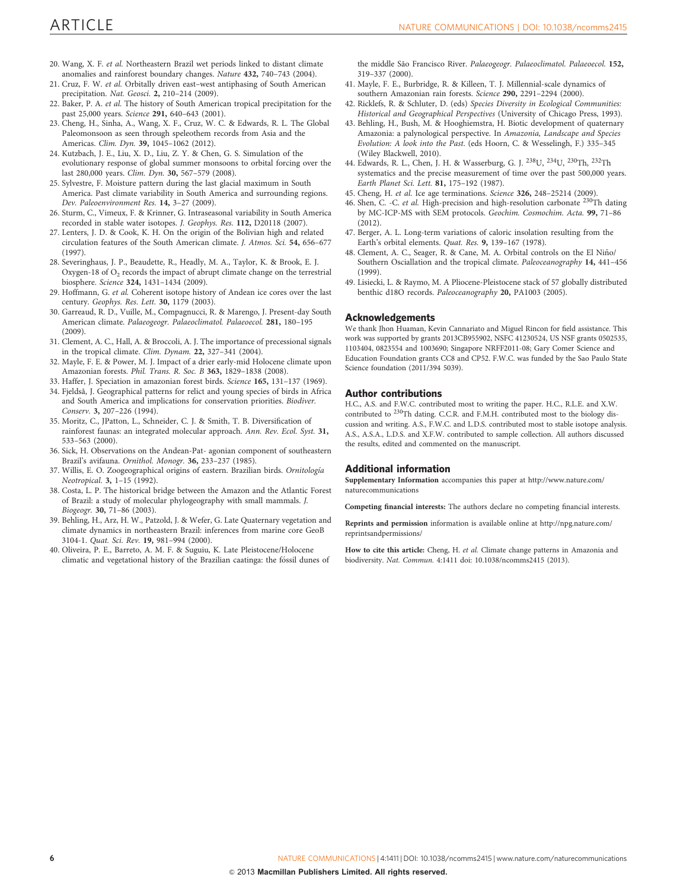20. Wang, X. F. *et al.* Northeastern Brazil wet periods linked to distant climate anomalies and rainforest boundary changes. *Nature* **432,** 740–743 (2004).
21. Cruz, F. W. *et al.* Orbitally driven east–west antiphasing of South American precipitation. *Nat. Geosci.* **2,** 210–214 (2009).
22. Baker, P. A. *et al.* The history of South American tropical precipitation for the past 25,000 years. *Science* **291,** 640–643 (2001).
23. Cheng, H., Sinha, A., Wang, X. F., Cruz, W. C. & Edwards, R. L. The Global Paleomonsoon as seen through speleothem records from Asia and the Americas. *Clim. Dyn.* **39,** 1045–1062 (2012).
24. Kutzbach, J. E., Liu, X. D., Liu, Z. Y. & Chen, G. S. Simulation of the evolutionary response of global summer monsoons to orbital forcing over the last 280,000 years. *Clim. Dyn.* **30,** 567–579 (2008).
25. Sylvestre, F. Moisture pattern during the last glacial maximum in South America. Past climate variability in South America and surrounding regions. *Dev. Paleoenvironment Res.* **14,** 3–27 (2009).
26. Sturm, C., Vimeux, F. & Krinner, G. Intraseasonal variability in South America recorded in stable water isotopes. *J. Geophys. Res.* **112,** D20118 (2007).
27. Lenters, J. D. & Cook, K. H. On the origin of the Bolivian high and related circulation features of the South American climate. *J. Atmos. Sci.* **54,** 656–677 (1997).
28. Severinghaus, J. P., Beaudette, R., Headly, M. A., Taylor, K. & Brook, E. J. Oxygen-18 of $O_2$ records the impact of abrupt climate change on the terrestrial biosphere. *Science* **324,** 1431–1434 (2009).
29. Hoffmann, G. *et al.* Coherent isotope history of Andean ice cores over the last century. *Geophys. Res. Lett.* **30,** 1179 (2003).
30. Garreaud, R. D., Vuille, M., Compagnucci, R. & Marengo, J. Present-day South American climate. *Palaeogeogr. Palaeoclimatol. Palaeoecol.* **281,** 180–195 (2009).
31. Clement, A. C., Hall, A. & Broccoli, A. J. The importance of precessional signals in the tropical climate. *Clim. Dynam.* **22,** 327–341 (2004).
32. Mayle, F. E. & Power, M. J. Impact of a drier early-mid Holocene climate upon Amazonian forests. *Phil. Trans. R. Soc. B* **363,** 1829–1838 (2008).
33. Haffer, J. Speciation in amazonian forest birds. *Science* **165,** 131–137 (1969).
34. Fjeldså, J. Geographical patterns for relict and young species of birds in Africa and South America and implications for conservation priorities. *Biodiver. Conserv.* **3,** 207–226 (1994).
35. Moritz, C., JPatton, L., Schneider, C. J. & Smith, T. B. Diversification of rainforest faunas: an integrated molecular approach. *Ann. Rev. Ecol. Syst.* **31,** 533–563 (2000).
36. Sick, H. Observations on the Andean-Pat- agonian component of southeastern Brazil's avifauna. *Ornithol. Monogr.* **36,** 233–237 (1985).
37. Willis, E. O. Zoogeographical origins of eastern. Brazilian birds. *Ornitología Neotropical.* **3,** 1–15 (1992).
38. Costa, L. P. The historical bridge between the Amazon and the Atlantic Forest of Brazil: a study of molecular phylogeography with small mammals. *J. Biogeogr.* **30,** 71–86 (2003).
39. Behling, H., Arz, H. W., Patzold, J. & Wefer, G. Late Quaternary vegetation and climate dynamics in northeastern Brazil: inferences from marine core GeoB 3104-1. *Quat. Sci. Rev.* **19,** 981–994 (2000).
40. Oliveira, P. E., Barreto, A. M. F. & Suguiu, K. Late Pleistocene/Holocene climatic and vegetational history of the Brazilian caatinga: the fóssil dunes of the middle São Francisco River. *Palaeogeogr. Palaeoclimatol. Palaeoecol.* **152,** 319–337 (2000).
41. Mayle, F. E., Burbridge, R. & Killeen, T. J. Millennial-scale dynamics of southern Amazonian rain forests. *Science* **290,** 2291–2294 (2000).
42. Ricklefs, R. & Schluter, D. (eds) *Species Diversity in Ecological Communities: Historical and Geographical Perspectives* (University of Chicago Press, 1993).
43. Behling, H., Bush, M. & Hooghiemstra, H. Biotic development of quaternary Amazonia: a palynological perspective. In *Amazonia, Landscape and Species Evolution: A look into the Past*. (eds Hoorn, C. & Wesselingh, F.) 335–345 (Wiley Blackwell, 2010).
44. Edwards, R. L., Chen, J. H. & Wasserburg, G. J. $^{238}U$, $^{234}U$, $^{230}Th$, $^{232}Th$ systematics and the precise measurement of time over the past 500,000 years. *Earth Planet Sci. Lett.* **81,** 175–192 (1987).
45. Cheng, H. *et al.* Ice age terminations. *Science* **326,** 248–25214 (2009).
46. Shen, C. -C. *et al.* High-precision and high-resolution carbonate $^{230}Th$ dating by MC-ICP-MS with SEM protocols. *Geochim. Cosmochim. Acta.* **99,** 71–86 (2012).
47. Berger, A. L. Long-term variations of caloric insolation resulting from the Earth's orbital elements. *Quat. Res.* **9,** 139–167 (1978).
48. Clement, A. C., Seager, R. & Cane, M. A. Orbital controls on the El Niño/Southern Osciallation and the tropical climate. *Paleoceanography* **14,** 441–456 (1999).
49. Lisiecki, L. & Raymo, M. A Pliocene-Pleistocene stack of 57 globally distributed benthic d18O records. *Paleoceanography* **20,** PA1003 (2005).

## Acknowledgements

We thank Jhon Huaman, Kevin Cannariato and Miguel Rincon for field assistance. This work was supported by grants 2013CB955902, NSFC 41230524, US NSF grants 0502535, 1103404, 0823554 and 1003690; Singapore NRFF2011-08; Gary Comer Science and Education Foundation grants CC8 and CP52. F.W.C. was funded by the Sao Paulo State Science foundation (2011/394 5039).

## Author contributions

H.C., A.S. and F.W.C. contributed most to writing the paper. H.C., R.L.E. and X.W. contributed to $^{230}Th$ dating. C.C.R. and F.M.H. contributed most to the biology discussion and writing. A.S., F.W.C. and L.D.S. contributed most to stable isotope analysis. A.S., A.S.A., L.D.S. and X.F.W. contributed to sample collection. All authors discussed the results, edited and commented on the manuscript.

## Additional information

**Supplementary Information** accompanies this paper at http://www.nature.com/naturecommunications

**Competing financial interests:** The authors declare no competing financial interests.

**Reprints and permission** information is available online at http://npg.nature.com/reprintsandpermissions/

**How to cite this article:** Cheng, H. *et al.* Climate change patterns in Amazonia and biodiversity. *Nat. Commun.* 4:1411 doi: 10.1038/ncomms2415 (2013).